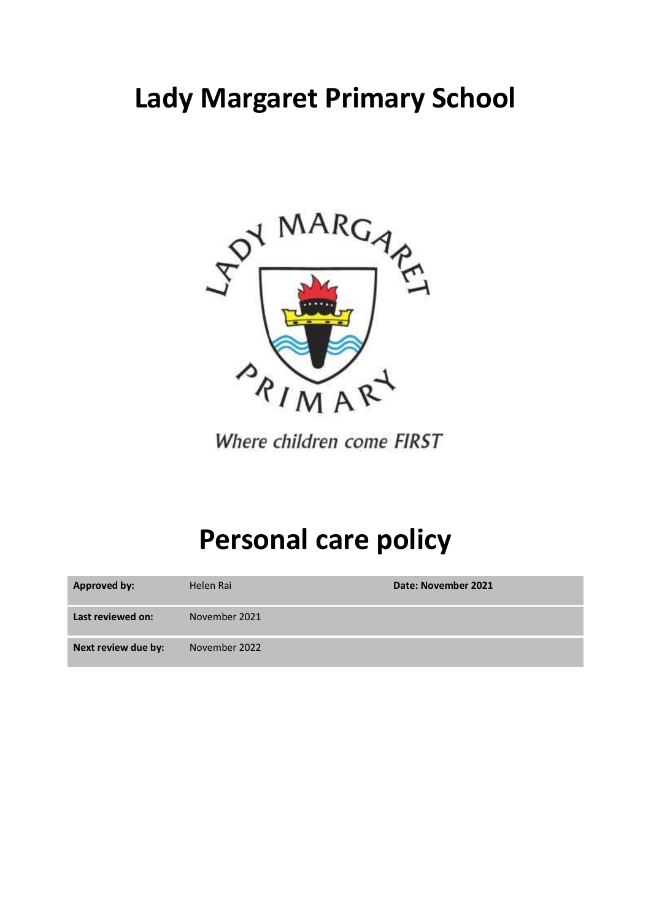# Lady Margaret Primary School

LADY MARGARET

PRIMARY

*Where children come FIRST*

# Personal care policy

| | | |
|---|---|---|
| **Approved by:** | Helen Rai | **Date: November 2021** |
| **Last reviewed on:** | November 2021 | |
| **Next review due by:** | November 2022 | |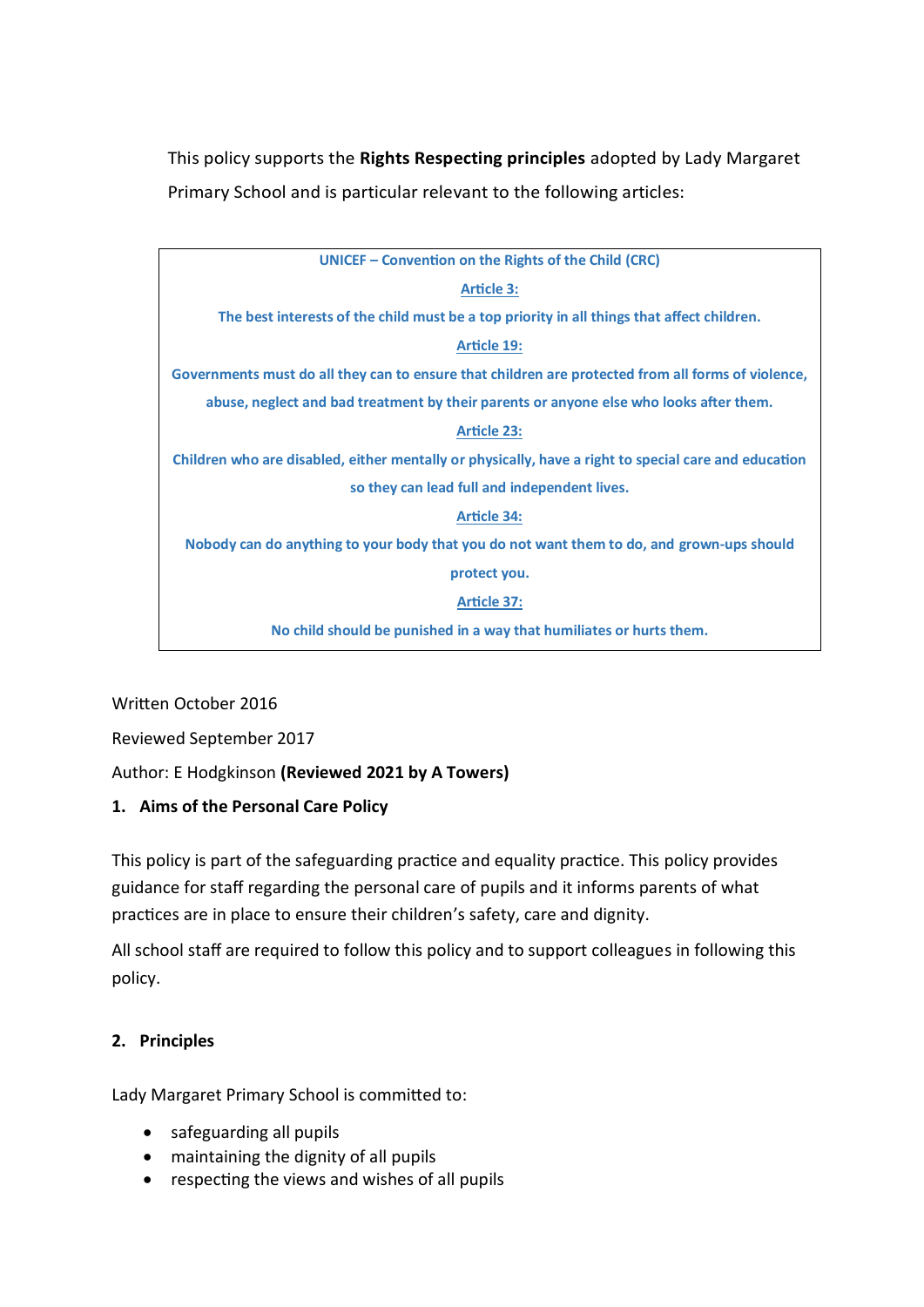This policy supports the **Rights Respecting principles** adopted by Lady Margaret Primary School and is particular relevant to the following articles:

> **UNICEF – Convention on the Rights of the Child (CRC)**
>
> **Article 3:**
>
> **The best interests of the child must be a top priority in all things that affect children.**
>
> **Article 19:**
>
> **Governments must do all they can to ensure that children are protected from all forms of violence, abuse, neglect and bad treatment by their parents or anyone else who looks after them.**
>
> **Article 23:**
>
> **Children who are disabled, either mentally or physically, have a right to special care and education so they can lead full and independent lives.**
>
> **Article 34:**
>
> **Nobody can do anything to your body that you do not want them to do, and grown-ups should protect you.**
>
> **Article 37:**
>
> **No child should be punished in a way that humiliates or hurts them.**

Written October 2016

Reviewed September 2017

Author: E Hodgkinson **(Reviewed 2021 by A Towers)**

## 1. Aims of the Personal Care Policy

This policy is part of the safeguarding practice and equality practice. This policy provides guidance for staff regarding the personal care of pupils and it informs parents of what practices are in place to ensure their children's safety, care and dignity.

All school staff are required to follow this policy and to support colleagues in following this policy.

## 2. Principles

Lady Margaret Primary School is committed to:

- safeguarding all pupils
- maintaining the dignity of all pupils
- respecting the views and wishes of all pupils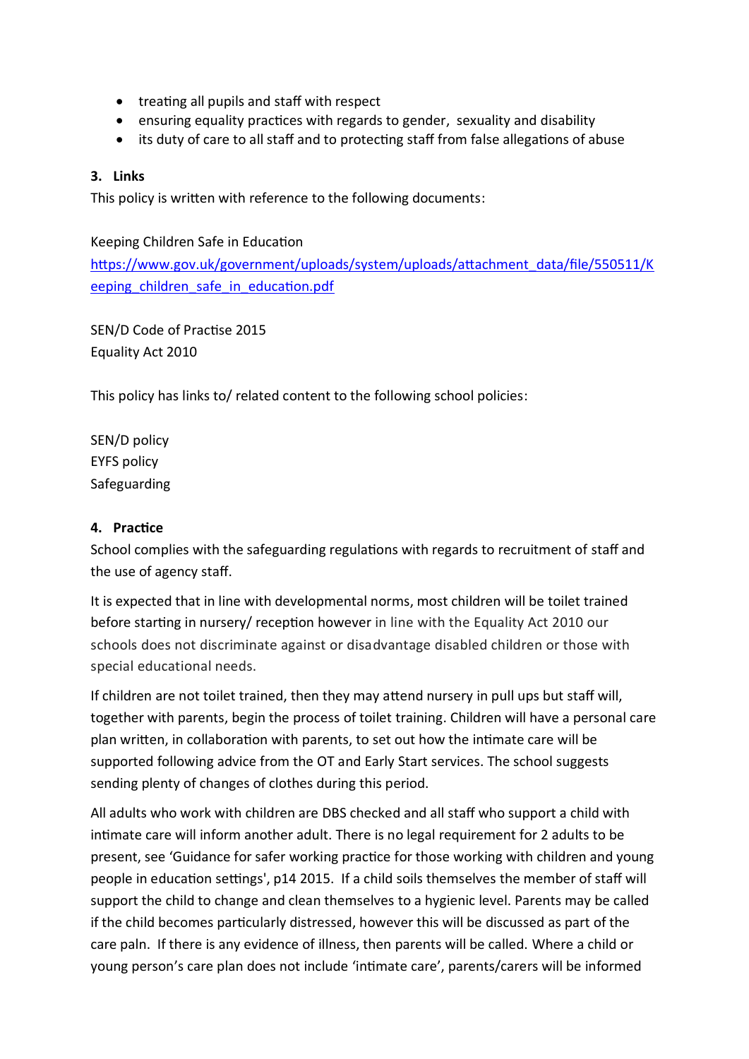- treating all pupils and staff with respect
- ensuring equality practices with regards to gender,  sexuality and disability
- its duty of care to all staff and to protecting staff from false allegations of abuse

### 3. Links

This policy is written with reference to the following documents:

Keeping Children Safe in Education
[https://www.gov.uk/government/uploads/system/uploads/attachment_data/file/550511/Keeping_children_safe_in_education.pdf](https://www.gov.uk/government/uploads/system/uploads/attachment_data/file/550511/Keeping_children_safe_in_education.pdf)

SEN/D Code of Practise 2015
Equality Act 2010

This policy has links to/ related content to the following school policies:

SEN/D policy
EYFS policy
Safeguarding

### 4. Practice

School complies with the safeguarding regulations with regards to recruitment of staff and the use of agency staff.

It is expected that in line with developmental norms, most children will be toilet trained before starting in nursery/ reception however in line with the Equality Act 2010 our schools does not discriminate against or disadvantage disabled children or those with special educational needs.

If children are not toilet trained, then they may attend nursery in pull ups but staff will, together with parents, begin the process of toilet training. Children will have a personal care plan written, in collaboration with parents, to set out how the intimate care will be supported following advice from the OT and Early Start services. The school suggests sending plenty of changes of clothes during this period.

All adults who work with children are DBS checked and all staff who support a child with intimate care will inform another adult. There is no legal requirement for 2 adults to be present, see 'Guidance for safer working practice for those working with children and young people in education settings', p14 2015.  If a child soils themselves the member of staff will support the child to change and clean themselves to a hygienic level. Parents may be called if the child becomes particularly distressed, however this will be discussed as part of the care paln.  If there is any evidence of illness, then parents will be called. Where a child or young person's care plan does not include 'intimate care', parents/carers will be informed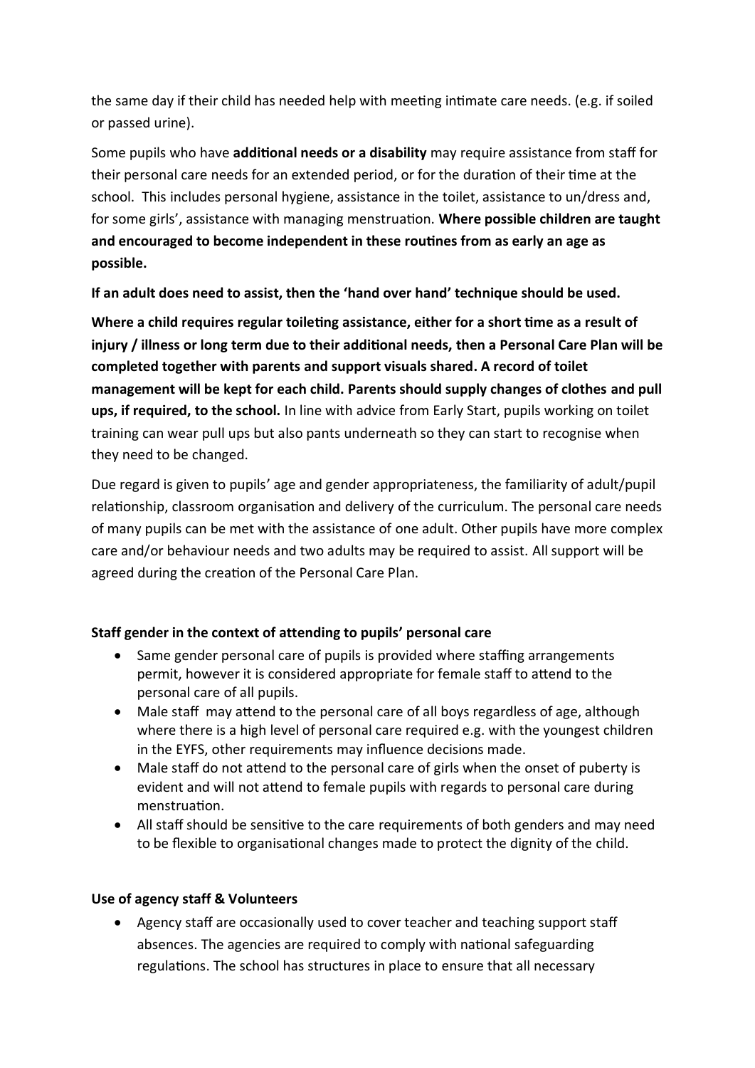the same day if their child has needed help with meeting intimate care needs. (e.g. if soiled or passed urine).

Some pupils who have **additional needs or a disability** may require assistance from staff for their personal care needs for an extended period, or for the duration of their time at the school. This includes personal hygiene, assistance in the toilet, assistance to un/dress and, for some girls', assistance with managing menstruation. **Where possible children are taught and encouraged to become independent in these routines from as early an age as possible.**

**If an adult does need to assist, then the 'hand over hand' technique should be used.**

**Where a child requires regular toileting assistance, either for a short time as a result of injury / illness or long term due to their additional needs, then a Personal Care Plan will be completed together with parents and support visuals shared. A record of toilet management will be kept for each child. Parents should supply changes of clothes and pull ups, if required, to the school.** In line with advice from Early Start, pupils working on toilet training can wear pull ups but also pants underneath so they can start to recognise when they need to be changed.

Due regard is given to pupils' age and gender appropriateness, the familiarity of adult/pupil relationship, classroom organisation and delivery of the curriculum. The personal care needs of many pupils can be met with the assistance of one adult. Other pupils have more complex care and/or behaviour needs and two adults may be required to assist. All support will be agreed during the creation of the Personal Care Plan.

**Staff gender in the context of attending to pupils' personal care**

- Same gender personal care of pupils is provided where staffing arrangements permit, however it is considered appropriate for female staff to attend to the personal care of all pupils.
- Male staff may attend to the personal care of all boys regardless of age, although where there is a high level of personal care required e.g. with the youngest children in the EYFS, other requirements may influence decisions made.
- Male staff do not attend to the personal care of girls when the onset of puberty is evident and will not attend to female pupils with regards to personal care during menstruation.
- All staff should be sensitive to the care requirements of both genders and may need to be flexible to organisational changes made to protect the dignity of the child.

**Use of agency staff & Volunteers**

- Agency staff are occasionally used to cover teacher and teaching support staff absences. The agencies are required to comply with national safeguarding regulations. The school has structures in place to ensure that all necessary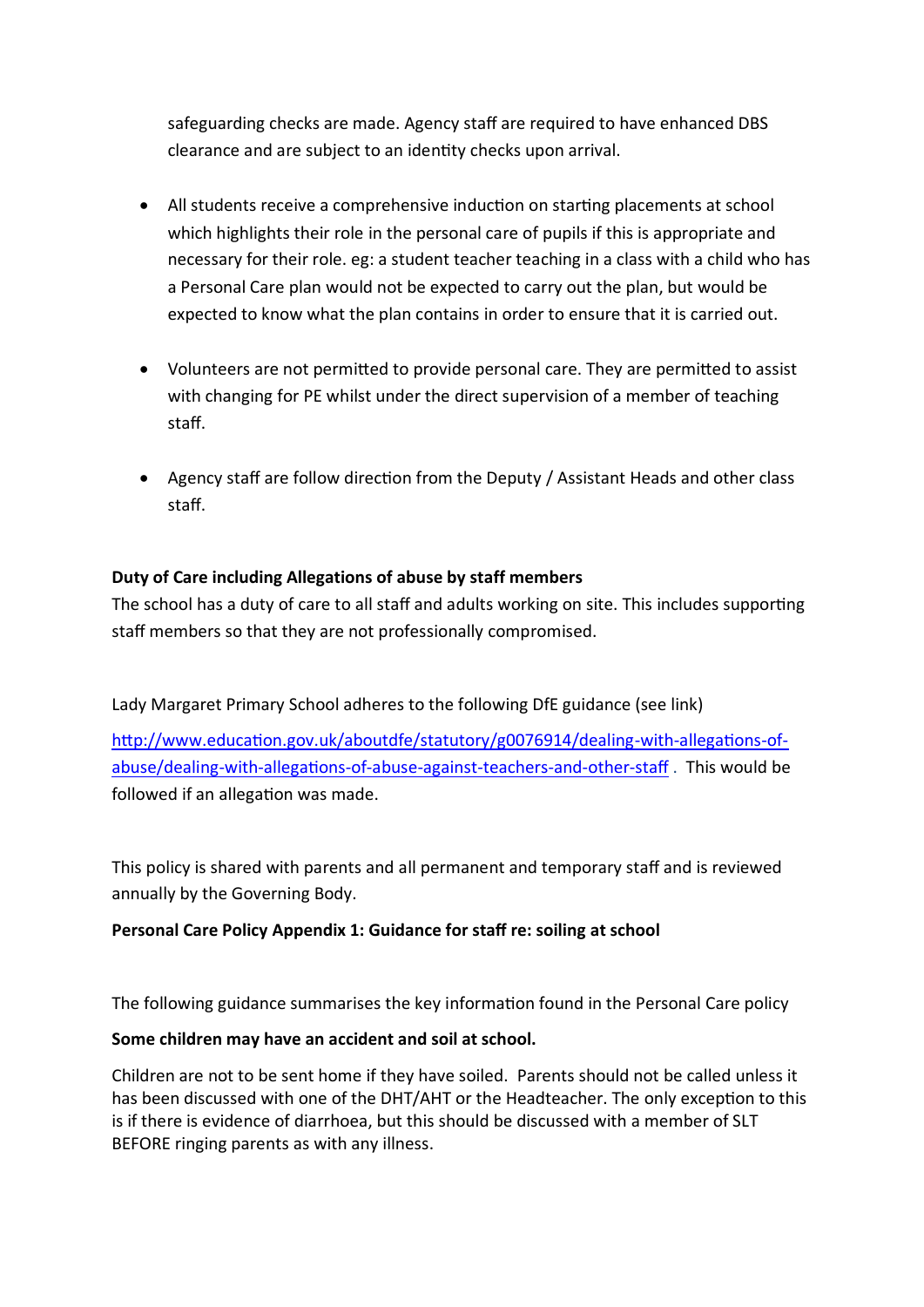safeguarding checks are made. Agency staff are required to have enhanced DBS clearance and are subject to an identity checks upon arrival.

- All students receive a comprehensive induction on starting placements at school which highlights their role in the personal care of pupils if this is appropriate and necessary for their role. eg: a student teacher teaching in a class with a child who has a Personal Care plan would not be expected to carry out the plan, but would be expected to know what the plan contains in order to ensure that it is carried out.

- Volunteers are not permitted to provide personal care. They are permitted to assist with changing for PE whilst under the direct supervision of a member of teaching staff.

- Agency staff are follow direction from the Deputy / Assistant Heads and other class staff.

**Duty of Care including Allegations of abuse by staff members**

The school has a duty of care to all staff and adults working on site. This includes supporting staff members so that they are not professionally compromised.

Lady Margaret Primary School adheres to the following DfE guidance (see link)

[http://www.education.gov.uk/aboutdfe/statutory/g0076914/dealing-with-allegations-of-abuse/dealing-with-allegations-of-abuse-against-teachers-and-other-staff](http://www.education.gov.uk/aboutdfe/statutory/g0076914/dealing-with-allegations-of-abuse/dealing-with-allegations-of-abuse-against-teachers-and-other-staff) . This would be followed if an allegation was made.

This policy is shared with parents and all permanent and temporary staff and is reviewed annually by the Governing Body.

**Personal Care Policy Appendix 1: Guidance for staff re: soiling at school**

The following guidance summarises the key information found in the Personal Care policy

**Some children may have an accident and soil at school.**

Children are not to be sent home if they have soiled. Parents should not be called unless it has been discussed with one of the DHT/AHT or the Headteacher. The only exception to this is if there is evidence of diarrhoea, but this should be discussed with a member of SLT BEFORE ringing parents as with any illness.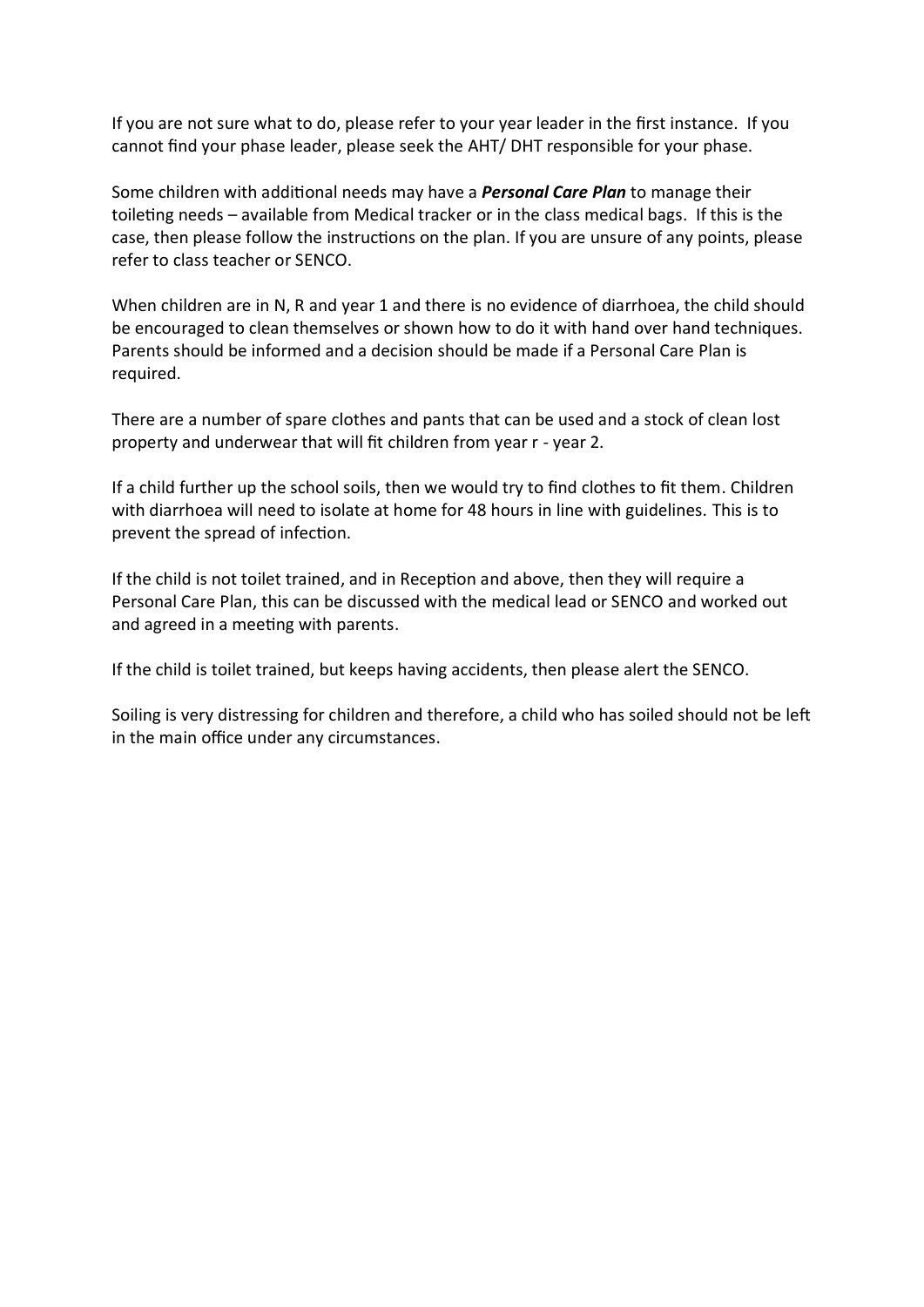If you are not sure what to do, please refer to your year leader in the first instance. If you cannot find your phase leader, please seek the AHT/ DHT responsible for your phase.

Some children with additional needs may have a ***Personal Care Plan*** to manage their toileting needs – available from Medical tracker or in the class medical bags. If this is the case, then please follow the instructions on the plan. If you are unsure of any points, please refer to class teacher or SENCO.

When children are in N, R and year 1 and there is no evidence of diarrhoea, the child should be encouraged to clean themselves or shown how to do it with hand over hand techniques. Parents should be informed and a decision should be made if a Personal Care Plan is required.

There are a number of spare clothes and pants that can be used and a stock of clean lost property and underwear that will fit children from year r - year 2.

If a child further up the school soils, then we would try to find clothes to fit them. Children with diarrhoea will need to isolate at home for 48 hours in line with guidelines. This is to prevent the spread of infection.

If the child is not toilet trained, and in Reception and above, then they will require a Personal Care Plan, this can be discussed with the medical lead or SENCO and worked out and agreed in a meeting with parents.

If the child is toilet trained, but keeps having accidents, then please alert the SENCO.

Soiling is very distressing for children and therefore, a child who has soiled should not be left in the main office under any circumstances.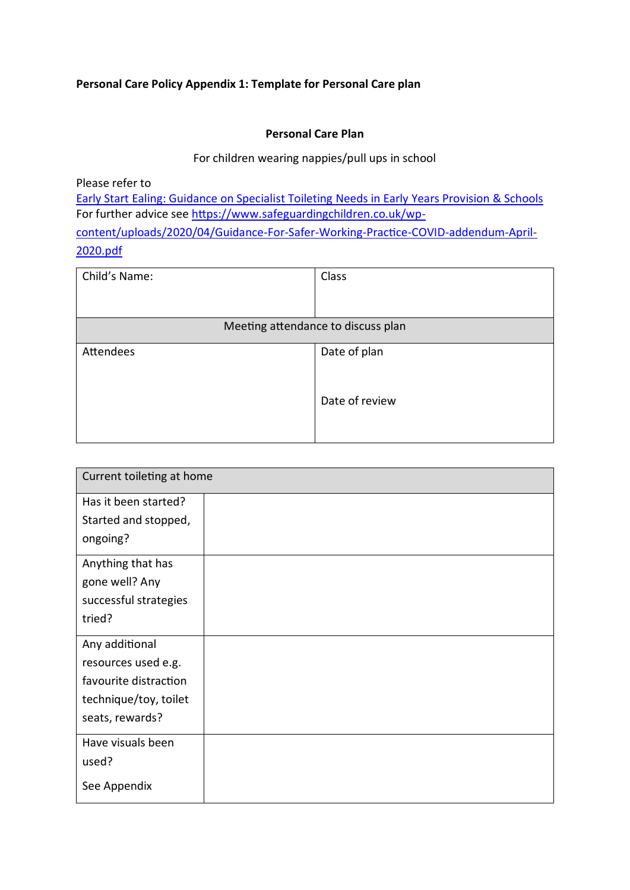**Personal Care Policy Appendix 1: Template for Personal Care plan**

**Personal Care Plan**

For children wearing nappies/pull ups in school

Please refer to
Early Start Ealing: Guidance on Specialist Toileting Needs in Early Years Provision & Schools
For further advice see https://www.safeguardingchildren.co.uk/wp-content/uploads/2020/04/Guidance-For-Safer-Working-Practice-COVID-addendum-April-2020.pdf

| | |
|---|---|
| Child's Name: | Class |
| Meeting attendance to discuss plan | |
| Attendees | Date of plan<br><br>Date of review |

| Current toileting at home | |
|---|---|
| Has it been started? Started and stopped, ongoing? | |
| Anything that has gone well? Any successful strategies tried? | |
| Any additional resources used e.g. favourite distraction technique/toy, toilet seats, rewards? | |
| Have visuals been used?<br><br>See Appendix | |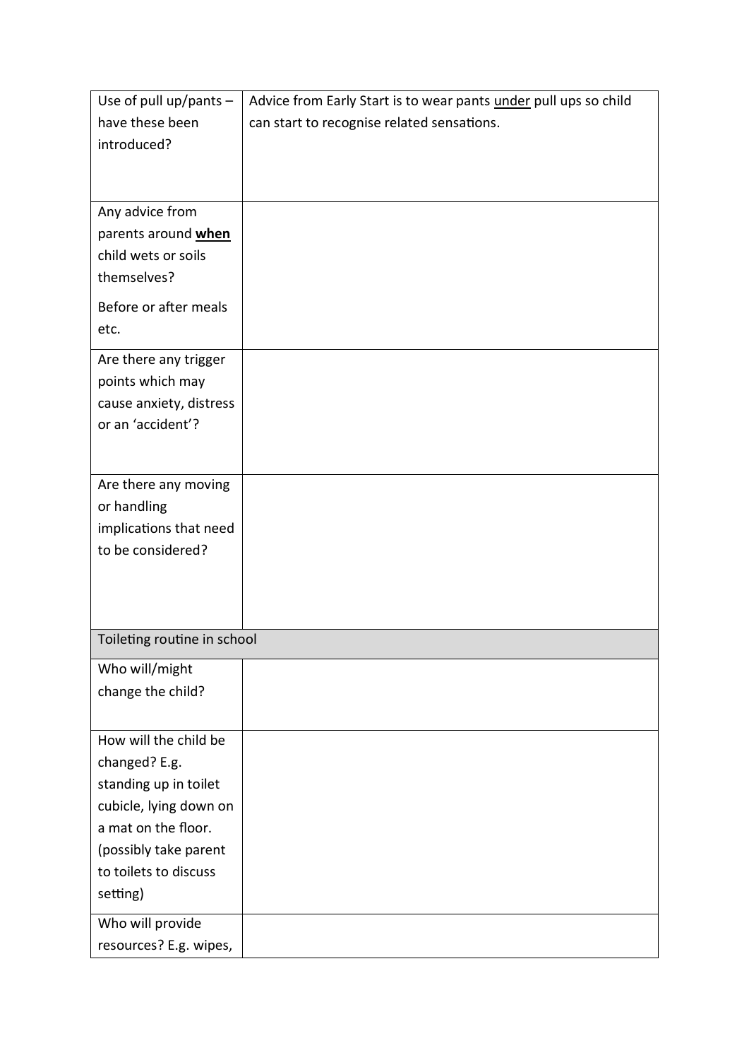| | |
|---|---|
| Use of pull up/pants – have these been introduced? | Advice from Early Start is to wear pants <u>under</u> pull ups so child can start to recognise related sensations. |
| Any advice from parents around **<u>when</u>** child wets or soils themselves?<br><br>Before or after meals etc. | |
| Are there any trigger points which may cause anxiety, distress or an 'accident'? | |
| Are there any moving or handling implications that need to be considered? | |
| Toileting routine in school | |
| Who will/might change the child? | |
| How will the child be changed? E.g. standing up in toilet cubicle, lying down on a mat on the floor. (possibly take parent to toilets to discuss setting) | |
| Who will provide resources? E.g. wipes, | |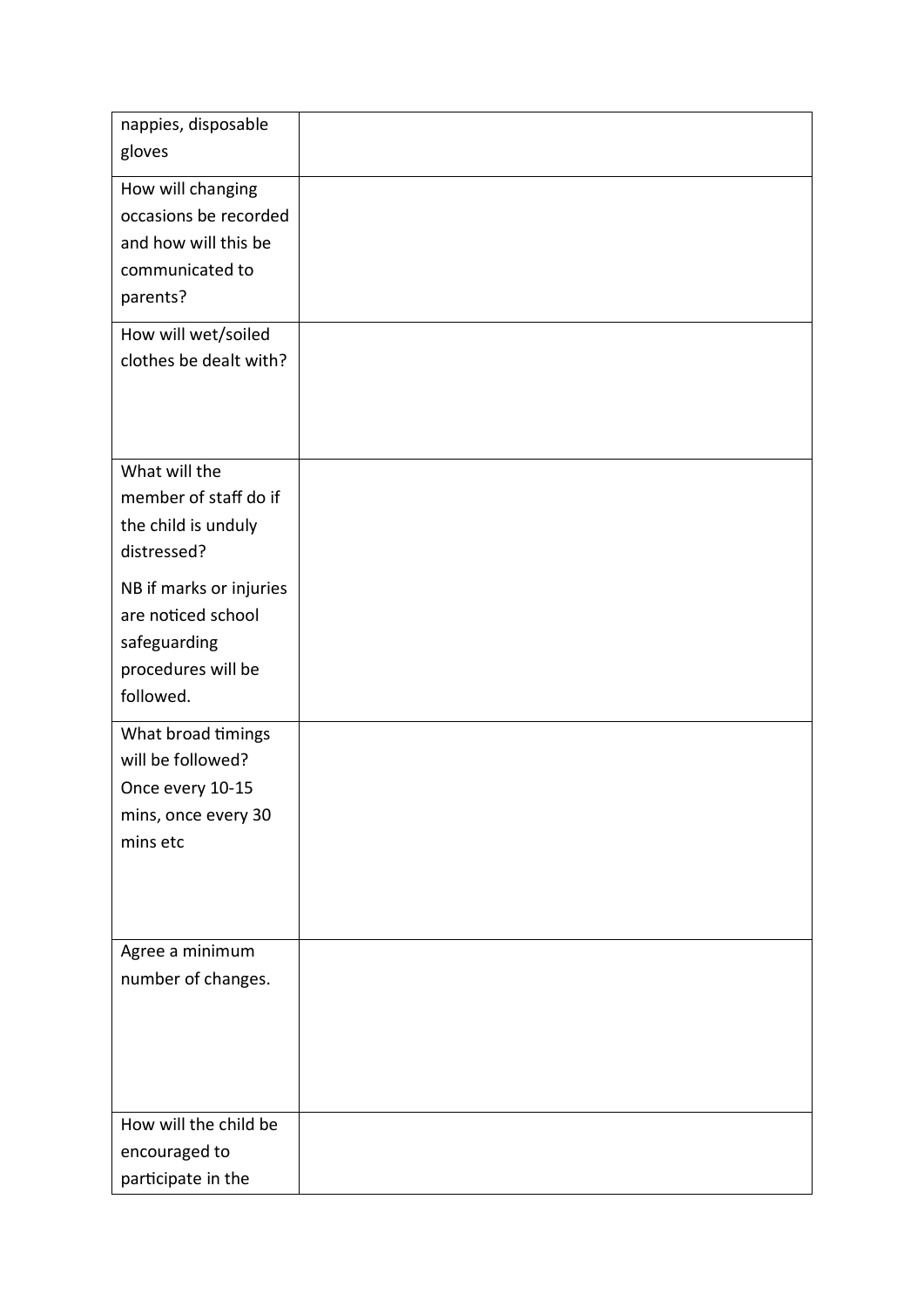| | |
|---|---|
| nappies, disposable gloves | |
| How will changing occasions be recorded and how will this be communicated to parents? | |
| How will wet/soiled clothes be dealt with? | |
| What will the member of staff do if the child is unduly distressed?<br><br>NB if marks or injuries are noticed school safeguarding procedures will be followed. | |
| What broad timings will be followed? Once every 10-15 mins, once every 30 mins etc | |
| Agree a minimum number of changes. | |
| How will the child be encouraged to participate in the | |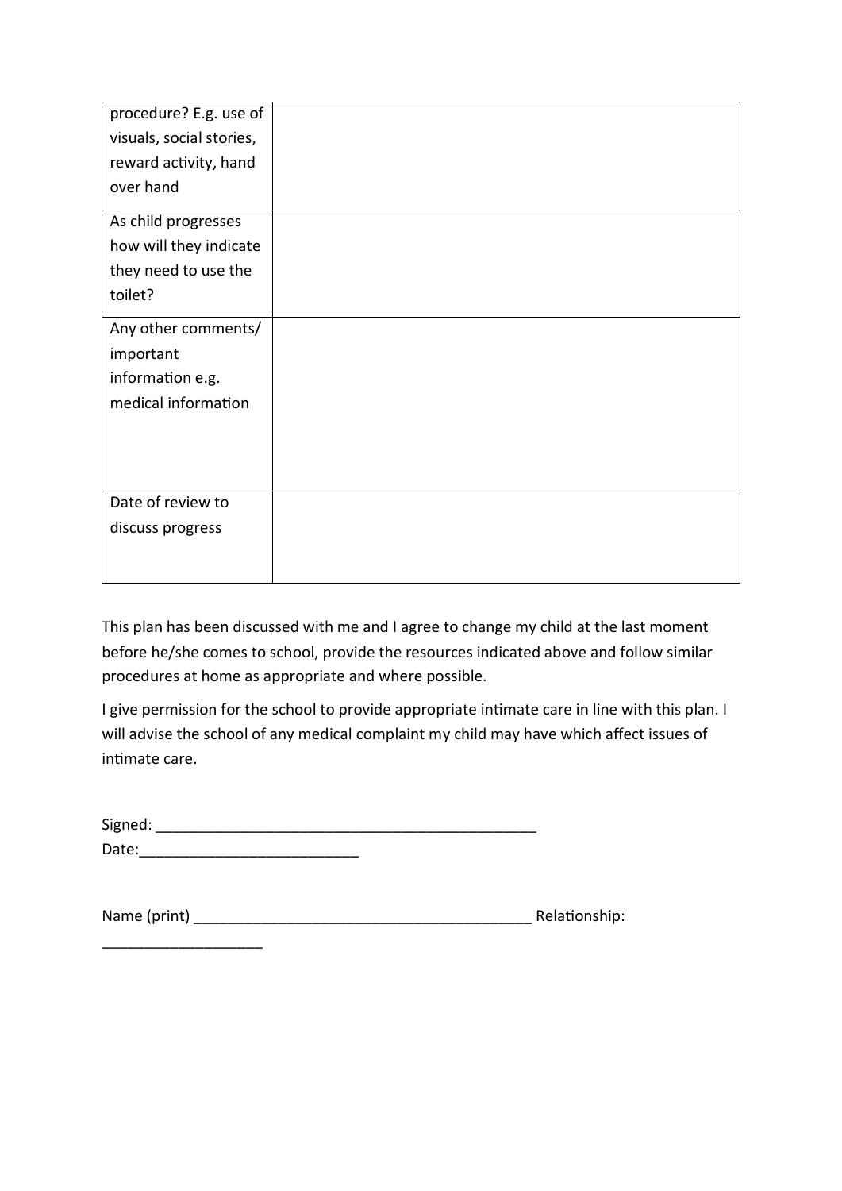| | |
|---|---|
| procedure? E.g. use of visuals, social stories, reward activity, hand over hand | |
| As child progresses how will they indicate they need to use the toilet? | |
| Any other comments/ important information e.g. medical information | |
| Date of review to discuss progress | |

This plan has been discussed with me and I agree to change my child at the last moment before he/she comes to school, provide the resources indicated above and follow similar procedures at home as appropriate and where possible.

I give permission for the school to provide appropriate intimate care in line with this plan. I will advise the school of any medical complaint my child may have which affect issues of intimate care.

Signed: _______________________________________________
Date:__________________________

Name (print) _________________________________________ Relationship: ___________________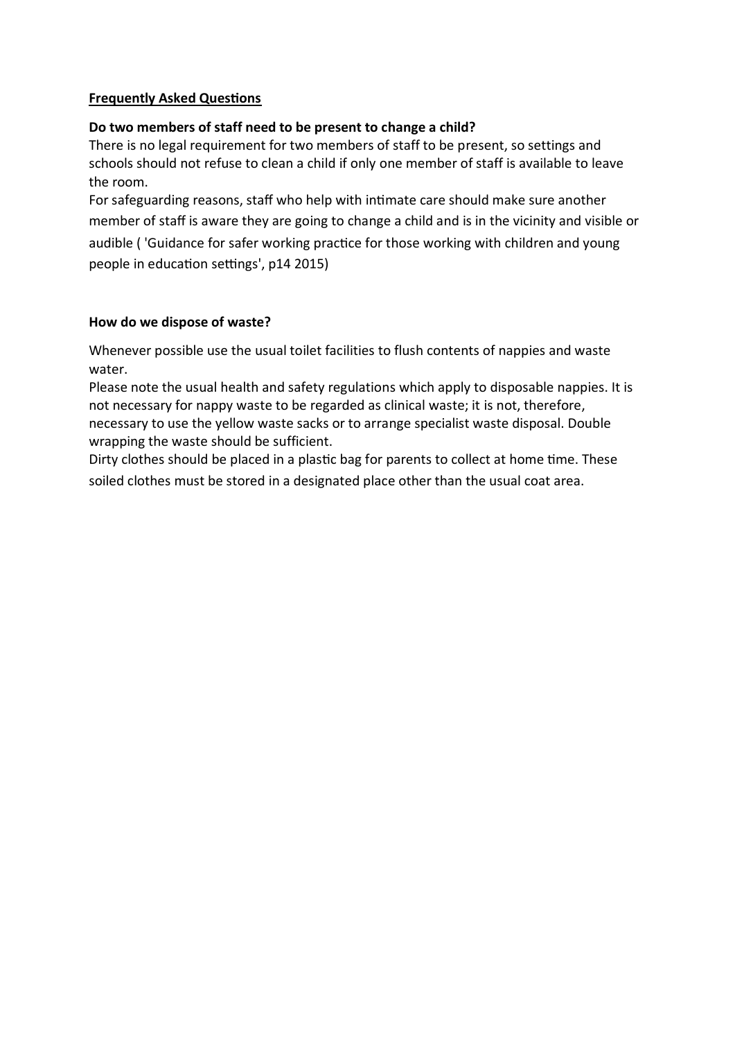**Frequently Asked Questions**

**Do two members of staff need to be present to change a child?**

There is no legal requirement for two members of staff to be present, so settings and schools should not refuse to clean a child if only one member of staff is available to leave the room.

For safeguarding reasons, staff who help with intimate care should make sure another member of staff is aware they are going to change a child and is in the vicinity and visible or audible ( 'Guidance for safer working practice for those working with children and young people in education settings', p14 2015)

**How do we dispose of waste?**

Whenever possible use the usual toilet facilities to flush contents of nappies and waste water.

Please note the usual health and safety regulations which apply to disposable nappies. It is not necessary for nappy waste to be regarded as clinical waste; it is not, therefore, necessary to use the yellow waste sacks or to arrange specialist waste disposal. Double wrapping the waste should be sufficient.

Dirty clothes should be placed in a plastic bag for parents to collect at home time. These soiled clothes must be stored in a designated place other than the usual coat area.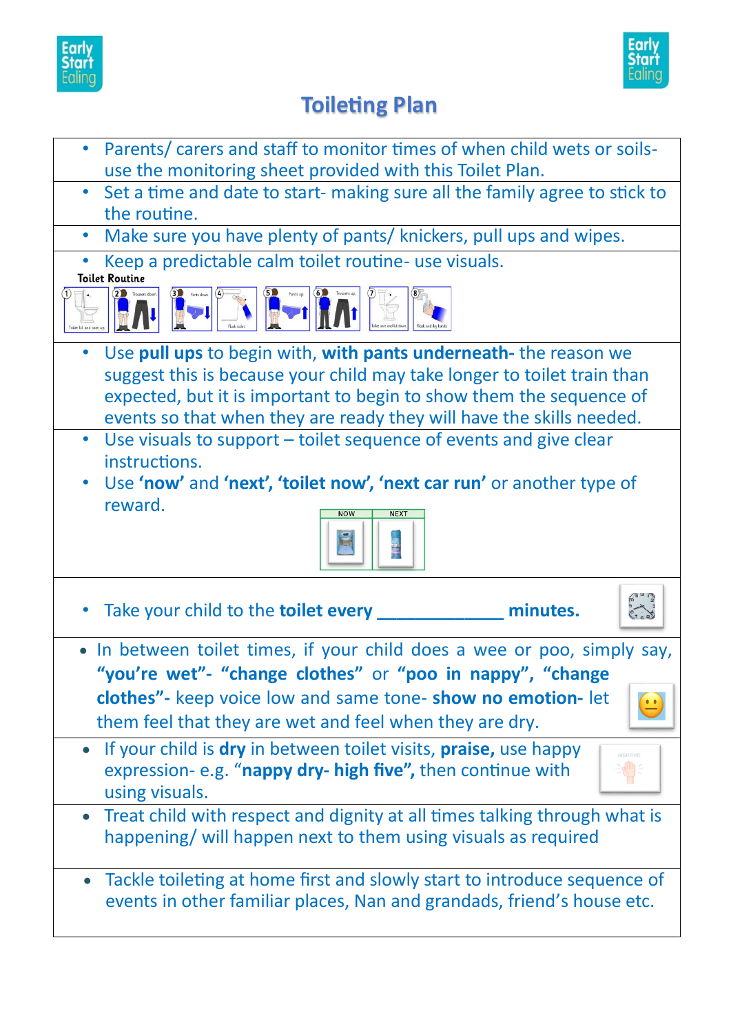# Toileting Plan

- Parents/ carers and staff to monitor times of when child wets or soils- use the monitoring sheet provided with this Toilet Plan.
- Set a time and date to start- making sure all the family agree to stick to the routine.
- Make sure you have plenty of pants/ knickers, pull ups and wipes.
- Keep a predictable calm toilet routine- use visuals.

**Toilet Routine**

1 Toilet lid and seat up
2 Trousers down
3 Pants down
4 Flush toilet
5 Pants up
6 Trousers up
7 Toilet seat and lid down
8 Wash and dry hands

- Use **pull ups** to begin with, **with pants underneath-** the reason we suggest this is because your child may take longer to toilet train than expected, but it is important to begin to show them the sequence of events so that when they are ready they will have the skills needed.

- Use visuals to support – toilet sequence of events and give clear instructions.
- Use **'now'** and **'next', 'toilet now', 'next car run'** or another type of reward.

NOW | NEXT

- Take your child to the **toilet every _____________ minutes.**

- In between toilet times, if your child does a wee or poo, simply say, **"you're wet"- "change clothes"** or **"poo in nappy", "change clothes"-** keep voice low and same tone- **show no emotion-** let them feel that they are wet and feel when they are dry.

- If your child is **dry** in between toilet visits, **praise,** use happy expression- e.g. "**nappy dry- high five",** then continue with using visuals.

- Treat child with respect and dignity at all times talking through what is happening/ will happen next to them using visuals as required

- Tackle toileting at home first and slowly start to introduce sequence of events in other familiar places, Nan and grandads, friend's house etc.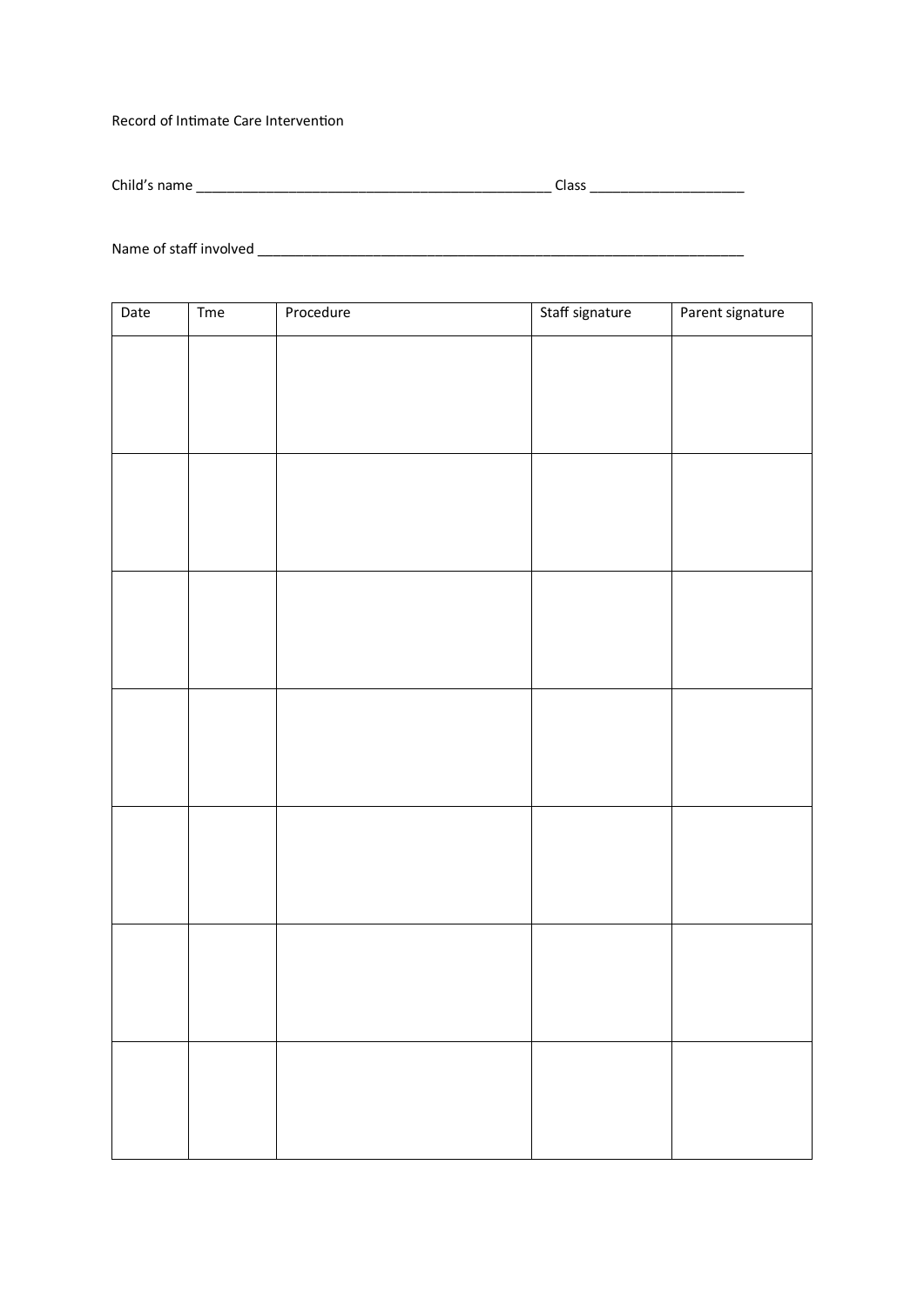Record of Intimate Care Intervention

Child's name _______________________________________________ Class ____________________

Name of staff involved _________________________________________________________________

| Date | Tme | Procedure | Staff signature | Parent signature |
|---|---|---|---|---|
| | | | | |
| | | | | |
| | | | | |
| | | | | |
| | | | | |
| | | | | |
| | | | | |